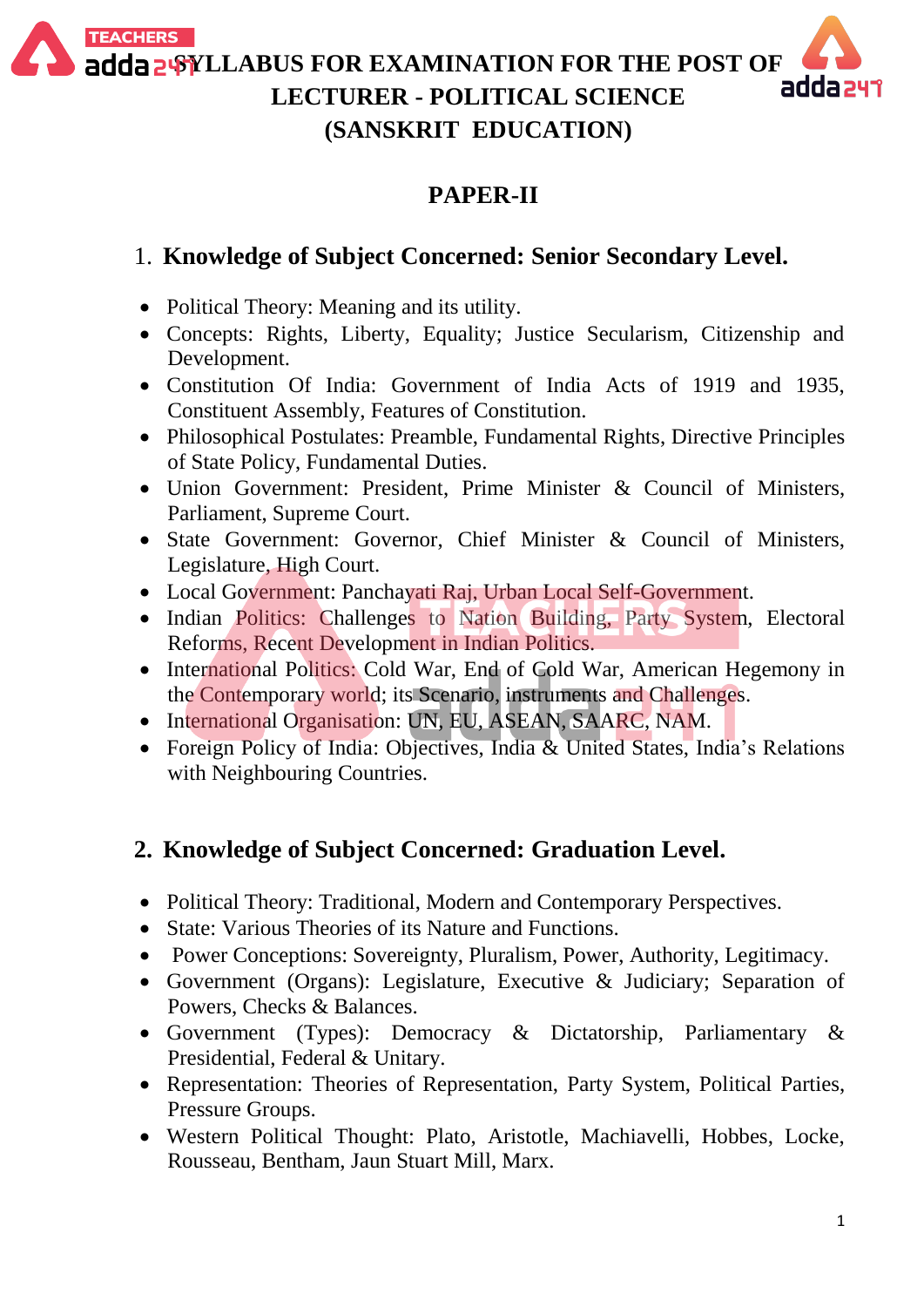# SYLLABUS FOR EXAMINATION FOR THE POST OF LECTURER - POLITICAL SCIENCE (SANSKRIT EDUCATION)

## PAPER-II

### 1. Knowledge of Subject Concerned: Senior Secondary Level.

- Political Theory: Meaning and its utility.
- Concepts: Rights, Liberty, Equality; Justice Secularism, Citizenship and Development.
- Constitution Of India: Government of India Acts of 1919 and 1935, Constituent Assembly, Features of Constitution.
- Philosophical Postulates: Preamble, Fundamental Rights, Directive Principles of State Policy, Fundamental Duties.
- Union Government: President, Prime Minister & Council of Ministers, Parliament, Supreme Court.
- State Government: Governor, Chief Minister & Council of Ministers, Legislature, High Court.
- Local Government: Panchayati Raj, Urban Local Self-Government.
- Indian Politics: Challenges to Nation Building, Party System, Electoral Reforms, Recent Development in Indian Politics.
- International Politics: Cold War, End of Cold War, American Hegemony in the Contemporary world; its Scenario, instruments and Challenges.
- International Organisation: UN, EU, ASEAN, SAARC, NAM.
- Foreign Policy of India: Objectives, India & United States, India's Relations with Neighbouring Countries.

### 2. Knowledge of Subject Concerned: Graduation Level.

- Political Theory: Traditional, Modern and Contemporary Perspectives.
- State: Various Theories of its Nature and Functions.
- Power Conceptions: Sovereignty, Pluralism, Power, Authority, Legitimacy.
- Government (Organs): Legislature, Executive & Judiciary; Separation of Powers, Checks & Balances.
- Government (Types): Democracy & Dictatorship, Parliamentary & Presidential, Federal & Unitary.
- Representation: Theories of Representation, Party System, Political Parties, Pressure Groups.
- Western Political Thought: Plato, Aristotle, Machiavelli, Hobbes, Locke, Rousseau, Bentham, Jaun Stuart Mill, Marx.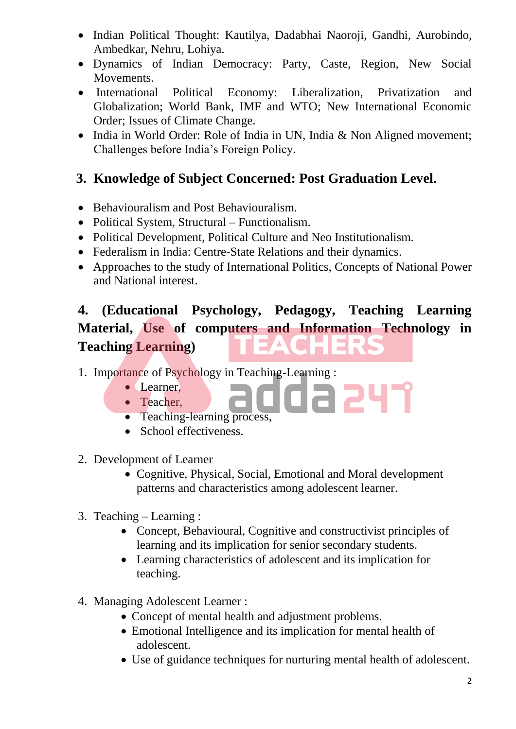- Indian Political Thought: Kautilya, Dadabhai Naoroji, Gandhi, Aurobindo, Ambedkar, Nehru, Lohiya.
- Dynamics of Indian Democracy: Party, Caste, Region, New Social Movements.
- International Political Economy: Liberalization, Privatization and Globalization; World Bank, IMF and WTO; New International Economic Order; Issues of Climate Change.
- India in World Order: Role of India in UN, India & Non Aligned movement; Challenges before India's Foreign Policy.

## 3. Knowledge of Subject Concerned: Post Graduation Level.

- Behaviouralism and Post Behaviouralism.
- Political System, Structural – Functionalism.
- Political Development, Political Culture and Neo Institutionalism.
- Federalism in India: Centre-State Relations and their dynamics.
- Approaches to the study of International Politics, Concepts of National Power and National interest.

## 4. (Educational Psychology, Pedagogy, Teaching Learning Material, Use of computers and Information Technology in Teaching Learning)

1. Importance of Psychology in Teaching-Learning :
    - Learner,
    - Teacher,
    - Teaching-learning process,
    - School effectiveness.

2. Development of Learner
    - Cognitive, Physical, Social, Emotional and Moral development patterns and characteristics among adolescent learner.

3. Teaching – Learning :
    - Concept, Behavioural, Cognitive and constructivist principles of learning and its implication for senior secondary students.
    - Learning characteristics of adolescent and its implication for teaching.

4. Managing Adolescent Learner :
    - Concept of mental health and adjustment problems.
    - Emotional Intelligence and its implication for mental health of adolescent.
    - Use of guidance techniques for nurturing mental health of adolescent.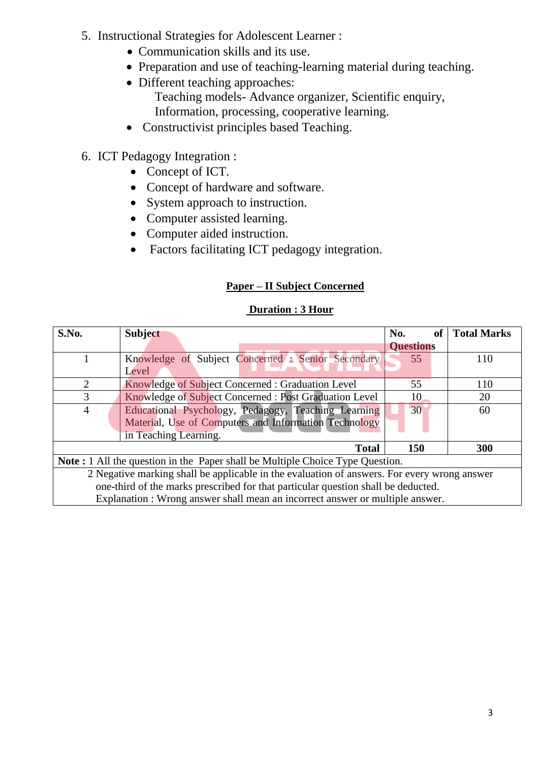5. Instructional Strategies for Adolescent Learner :
    - Communication skills and its use.
    - Preparation and use of teaching-learning material during teaching.
    - Different teaching approaches:
      Teaching models- Advance organizer, Scientific enquiry, Information, processing, cooperative learning.
    - Constructivist principles based Teaching.

6. ICT Pedagogy Integration :
    - Concept of ICT.
    - Concept of hardware and software.
    - System approach to instruction.
    - Computer assisted learning.
    - Computer aided instruction.
    - Factors facilitating ICT pedagogy integration.

## Paper – II Subject Concerned

### Duration : 3 Hour

| S.No. | Subject | No. of Questions | Total Marks |
|---|---|---|---|
| 1 | Knowledge of Subject Concerned : Senior Secondary Level | 55 | 110 |
| 2 | Knowledge of Subject Concerned : Graduation Level | 55 | 110 |
| 3 | Knowledge of Subject Concerned : Post Graduation Level | 10 | 20 |
| 4 | Educational Psychology, Pedagogy, Teaching Learning Material, Use of Computers and Information Technology in Teaching Learning. | 30 | 60 |
| | **Total** | **150** | **300** |

**Note :** 1 All the question in the Paper shall be Multiple Choice Type Question.

2 Negative marking shall be applicable in the evaluation of answers. For every wrong answer one-third of the marks prescribed for that particular question shall be deducted. Explanation : Wrong answer shall mean an incorrect answer or multiple answer.